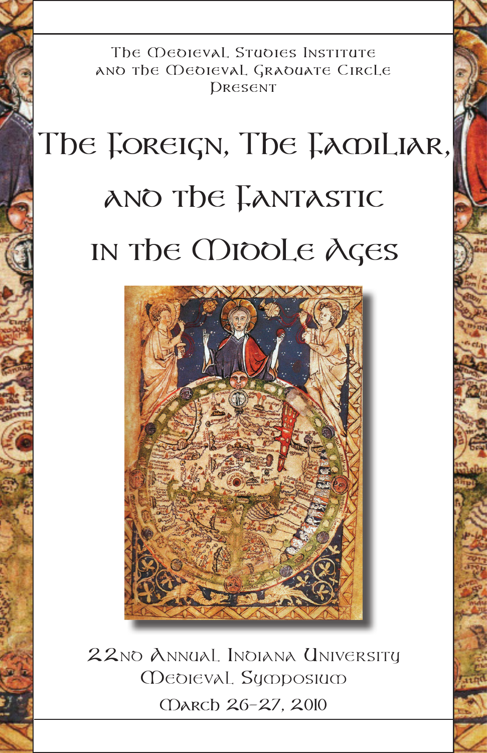The Medieval Studies Institute
and the Medieval Graduate Circle
Present

# The Foreign, The Familiar, and the Fantastic in the Middle Ages

22nd Annual Indiana University
Medieval Symposium

March 26–27, 2010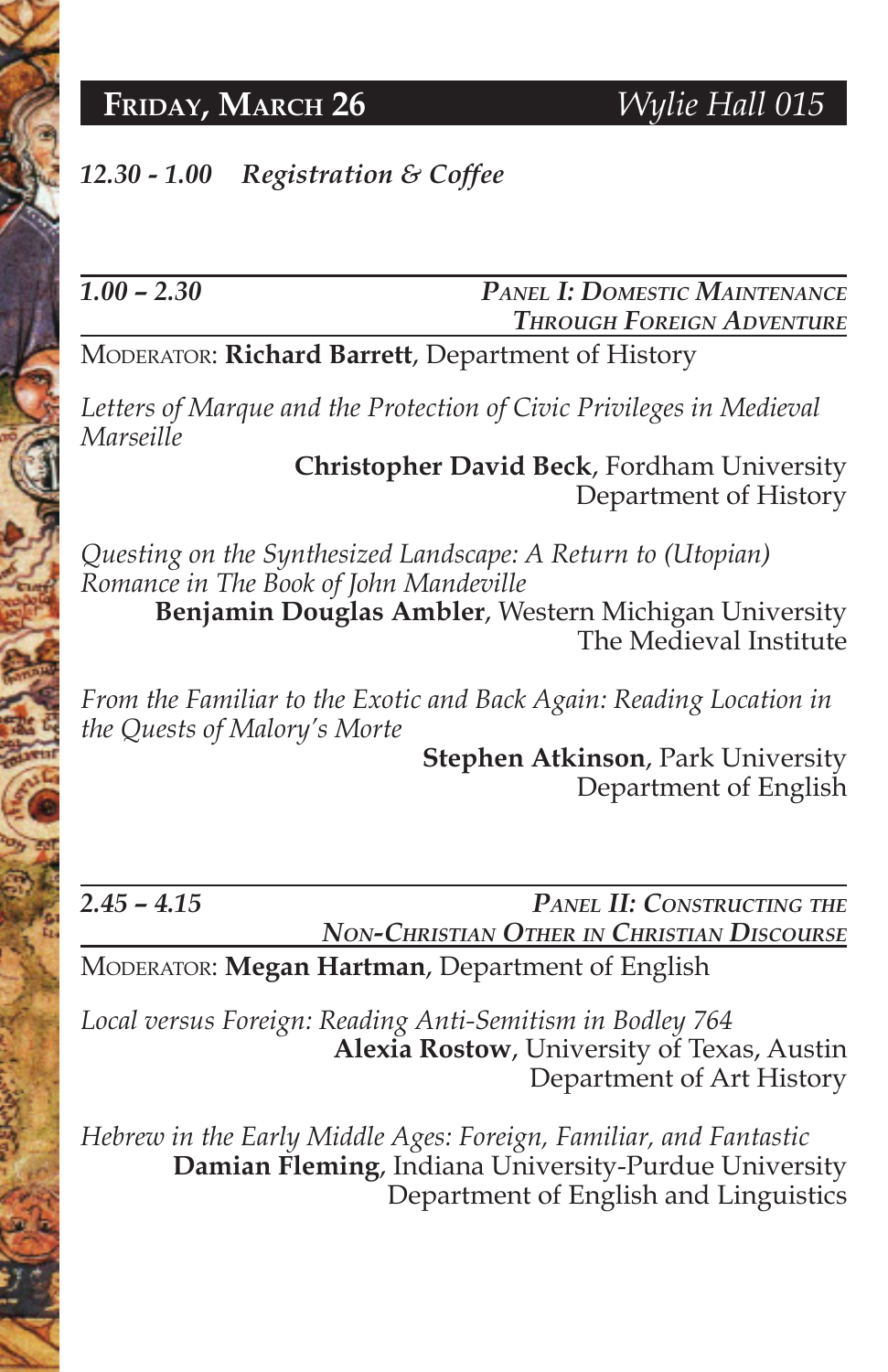## Friday, March 26 — *Wylie Hall 015*

***12.30 - 1.00 Registration & Coffee***

---

### *1.00 – 2.30* — *Panel I: Domestic Maintenance Through Foreign Adventure*

Moderator: **Richard Barrett**, Department of History

*Letters of Marque and the Protection of Civic Privileges in Medieval Marseille*
**Christopher David Beck**, Fordham University
Department of History

*Questing on the Synthesized Landscape: A Return to (Utopian) Romance in The Book of John Mandeville*
**Benjamin Douglas Ambler**, Western Michigan University
The Medieval Institute

*From the Familiar to the Exotic and Back Again: Reading Location in the Quests of Malory's Morte*
**Stephen Atkinson**, Park University
Department of English

---

### *2.45 – 4.15* — *Panel II: Constructing the Non-Christian Other in Christian Discourse*

Moderator: **Megan Hartman**, Department of English

*Local versus Foreign: Reading Anti-Semitism in Bodley 764*
**Alexia Rostow**, University of Texas, Austin
Department of Art History

*Hebrew in the Early Middle Ages: Foreign, Familiar, and Fantastic*
**Damian Fleming**, Indiana University-Purdue University
Department of English and Linguistics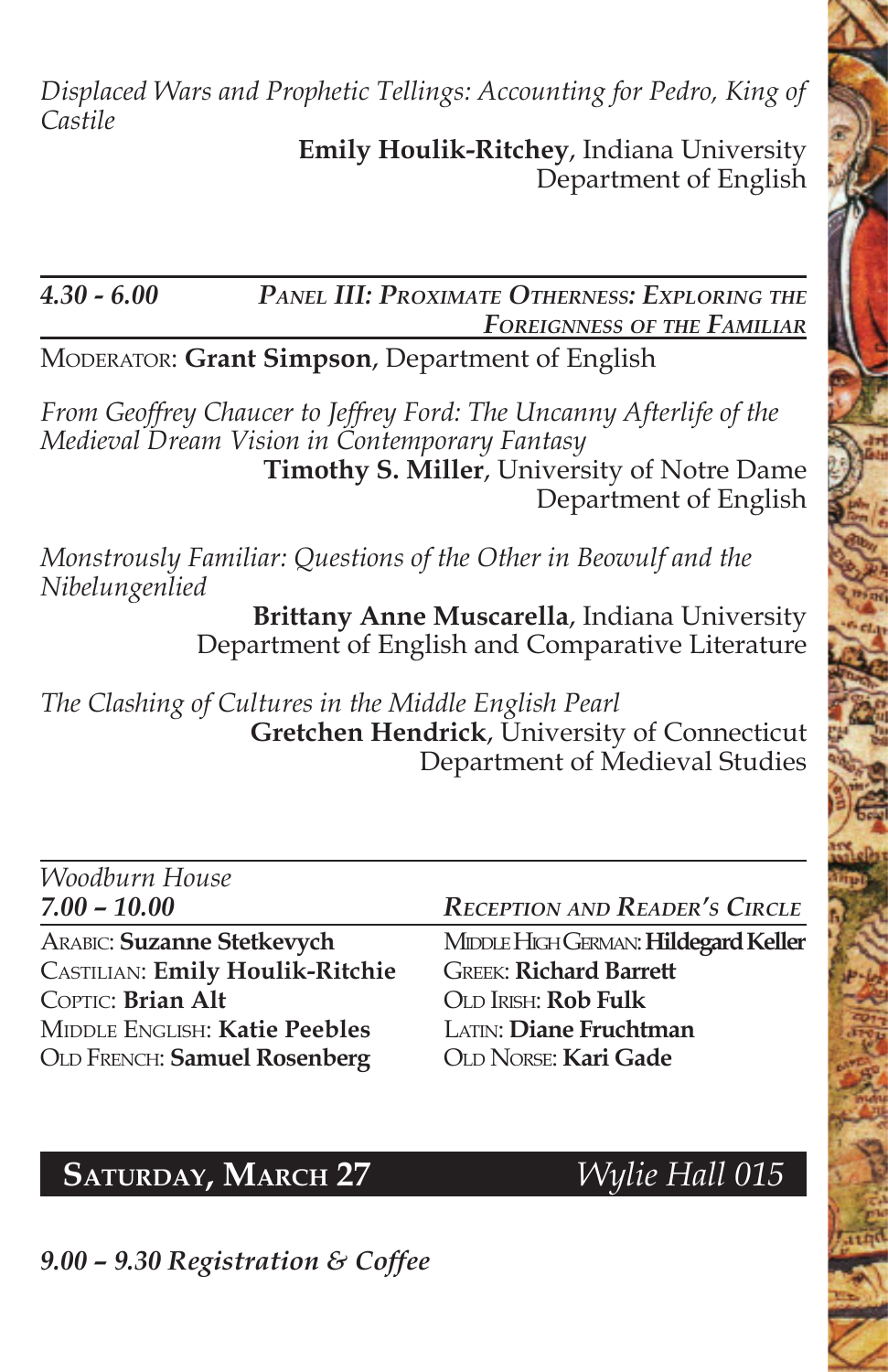*Displaced Wars and Prophetic Tellings: Accounting for Pedro, King of Castile*

**Emily Houlik-Ritchey**, Indiana University
Department of English

---

***4.30 - 6.00*** ***Panel III: Proximate Otherness: Exploring the Foreignness of the Familiar***

Moderator: **Grant Simpson**, Department of English

*From Geoffrey Chaucer to Jeffrey Ford: The Uncanny Afterlife of the Medieval Dream Vision in Contemporary Fantasy*

**Timothy S. Miller**, University of Notre Dame
Department of English

*Monstrously Familiar: Questions of the Other in Beowulf and the Nibelungenlied*

**Brittany Anne Muscarella**, Indiana University
Department of English and Comparative Literature

*The Clashing of Cultures in the Middle English Pearl*

**Gretchen Hendrick**, University of Connecticut
Department of Medieval Studies

---

*Woodburn House*

***7.00 – 10.00*** ***Reception and Reader's Circle***

Arabic: **Suzanne Stetkevych**
Castilian: **Emily Houlik-Ritchie**
Coptic: **Brian Alt**
Middle English: **Katie Peebles**
Old French: **Samuel Rosenberg**
Middle High German: **Hildegard Keller**
Greek: **Richard Barrett**
Old Irish: **Rob Fulk**
Latin: **Diane Fruchtman**
Old Norse: **Kari Gade**

## Saturday, March 27 — *Wylie Hall 015*

***9.00 – 9.30 Registration & Coffee***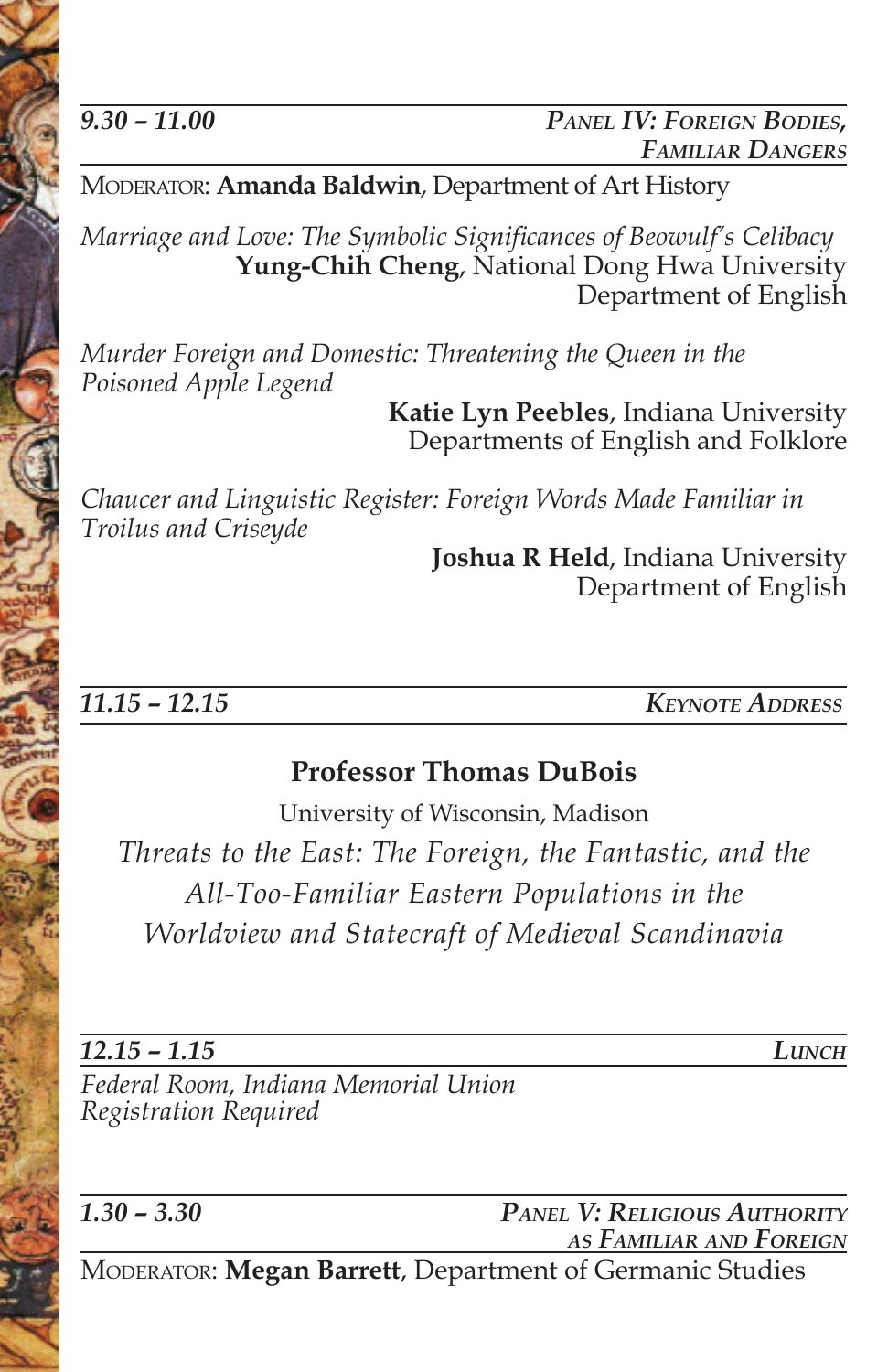## *9.30 – 11.00* — *Panel IV: Foreign Bodies, Familiar Dangers*

Moderator: **Amanda Baldwin**, Department of Art History

*Marriage and Love: The Symbolic Significances of Beowulf's Celibacy*
**Yung-Chih Cheng**, National Dong Hwa University
Department of English

*Murder Foreign and Domestic: Threatening the Queen in the Poisoned Apple Legend*
**Katie Lyn Peebles**, Indiana University
Departments of English and Folklore

*Chaucer and Linguistic Register: Foreign Words Made Familiar in Troilus and Criseyde*
**Joshua R Held**, Indiana University
Department of English

## *11.15 – 12.15* — *Keynote Address*

**Professor Thomas DuBois**

University of Wisconsin, Madison

*Threats to the East: The Foreign, the Fantastic, and the All-Too-Familiar Eastern Populations in the Worldview and Statecraft of Medieval Scandinavia*

## *12.15 – 1.15* — *Lunch*

*Federal Room, Indiana Memorial Union*
*Registration Required*

## *1.30 – 3.30* — *Panel V: Religious Authority as Familiar and Foreign*

Moderator: **Megan Barrett**, Department of Germanic Studies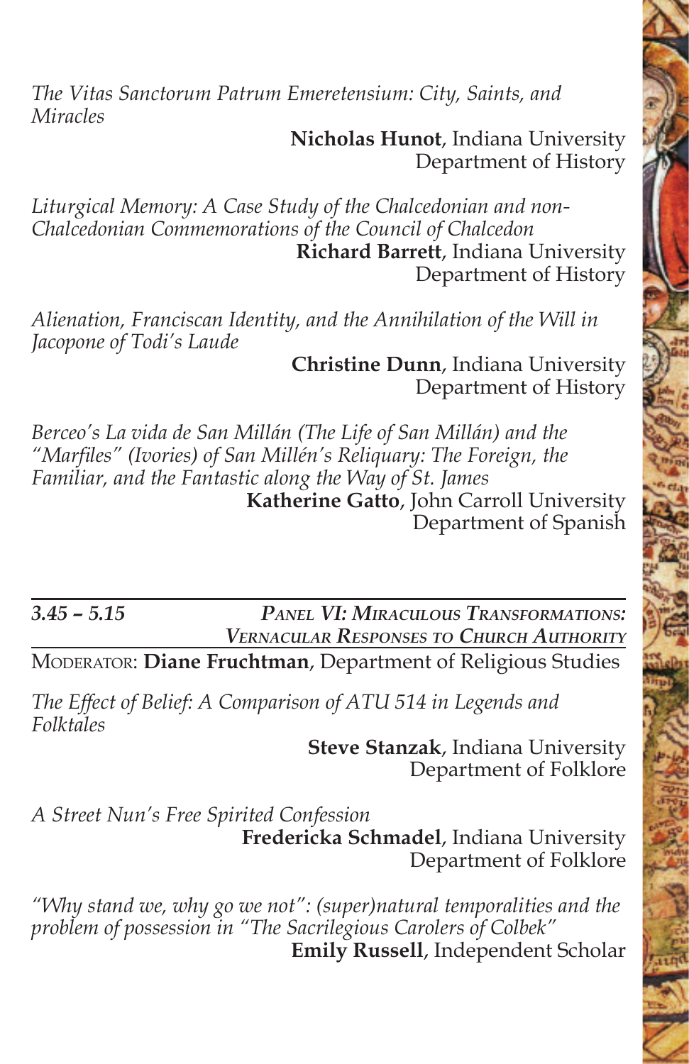*The Vitas Sanctorum Patrum Emeretensium: City, Saints, and Miracles*

**Nicholas Hunot**, Indiana University
Department of History

*Liturgical Memory: A Case Study of the Chalcedonian and non-Chalcedonian Commemorations of the Council of Chalcedon*

**Richard Barrett**, Indiana University
Department of History

*Alienation, Franciscan Identity, and the Annihilation of the Will in Jacopone of Todi's Laude*

**Christine Dunn**, Indiana University
Department of History

*Berceo's La vida de San Millán (The Life of San Millán) and the "Marfiles" (Ivories) of San Millén's Reliquary: The Foreign, the Familiar, and the Fantastic along the Way of St. James*

**Katherine Gatto**, John Carroll University
Department of Spanish

---

## *3.45 – 5.15* — *Panel VI: Miraculous Transformations: Vernacular Responses to Church Authority*

Moderator: **Diane Fruchtman**, Department of Religious Studies

*The Effect of Belief: A Comparison of ATU 514 in Legends and Folktales*

**Steve Stanzak**, Indiana University
Department of Folklore

*A Street Nun's Free Spirited Confession*

**Fredericka Schmadel**, Indiana University
Department of Folklore

*"Why stand we, why go we not": (super)natural temporalities and the problem of possession in "The Sacrilegious Carolers of Colbek"*

**Emily Russell**, Independent Scholar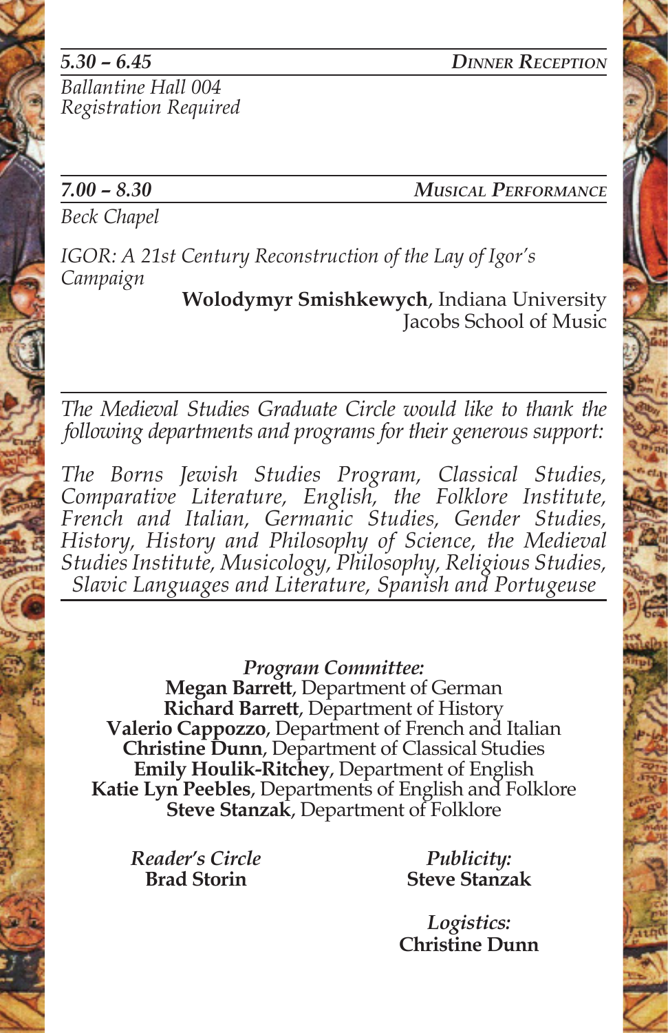***5.30 – 6.45*** ***Dinner Reception***

*Ballantine Hall 004*
*Registration Required*

***7.00 – 8.30*** ***Musical Performance***

*Beck Chapel*

*IGOR: A 21st Century Reconstruction of the Lay of Igor's Campaign*

**Wolodymyr Smishkewych**, Indiana University Jacobs School of Music

*The Medieval Studies Graduate Circle would like to thank the following departments and programs for their generous support:*

*The Borns Jewish Studies Program, Classical Studies, Comparative Literature, English, the Folklore Institute, French and Italian, Germanic Studies, Gender Studies, History, History and Philosophy of Science, the Medieval Studies Institute, Musicology, Philosophy, Religious Studies, Slavic Languages and Literature, Spanish and Portugeuse*

***Program Committee:***

**Megan Barrett**, Department of German
**Richard Barrett**, Department of History
**Valerio Cappozzo**, Department of French and Italian
**Christine Dunn**, Department of Classical Studies
**Emily Houlik-Ritchey**, Department of English
**Katie Lyn Peebles**, Departments of English and Folklore
**Steve Stanzak**, Department of Folklore

***Reader's Circle***
**Brad Storin**

***Publicity:***
**Steve Stanzak**

***Logistics:***
**Christine Dunn**